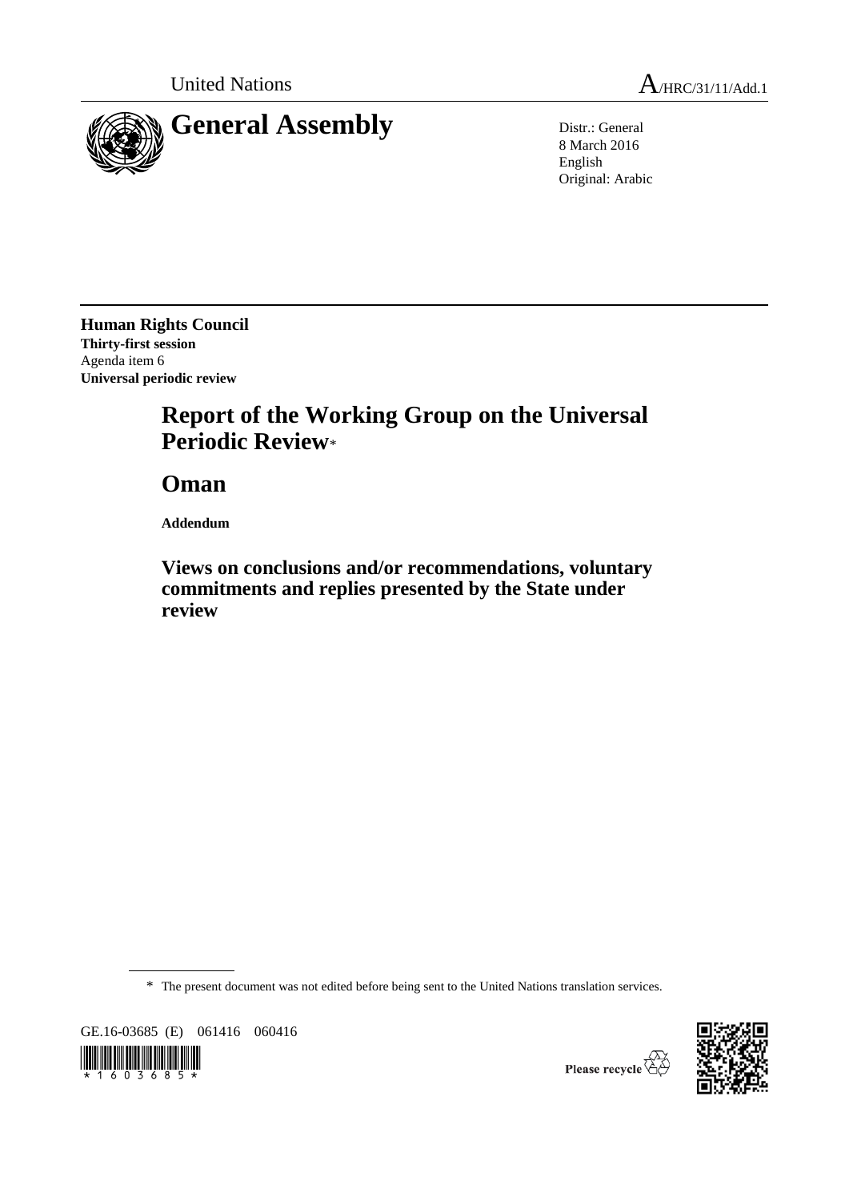United Nations

A/HRC/31/11/Add.1

# General Assembly

Distr.: General
8 March 2016
English
Original: Arabic

**Human Rights Council**
**Thirty-first session**
Agenda item 6
**Universal periodic review**

# Report of the Working Group on the Universal Periodic Review*

# Oman

**Addendum**

## Views on conclusions and/or recommendations, voluntary commitments and replies presented by the State under review

\* The present document was not edited before being sent to the United Nations translation services.

GE.16-03685 (E) 061416 060416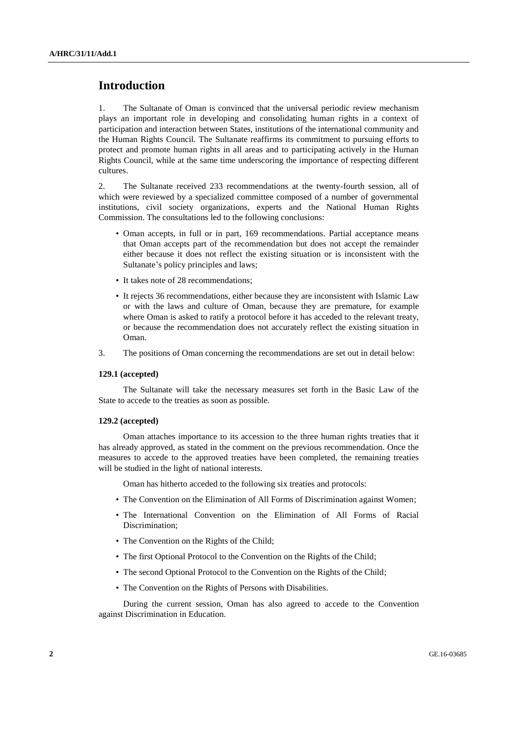# Introduction

1. The Sultanate of Oman is convinced that the universal periodic review mechanism plays an important role in developing and consolidating human rights in a context of participation and interaction between States, institutions of the international community and the Human Rights Council. The Sultanate reaffirms its commitment to pursuing efforts to protect and promote human rights in all areas and to participating actively in the Human Rights Council, while at the same time underscoring the importance of respecting different cultures.

2. The Sultanate received 233 recommendations at the twenty-fourth session, all of which were reviewed by a specialized committee composed of a number of governmental institutions, civil society organizations, experts and the National Human Rights Commission. The consultations led to the following conclusions:

- Oman accepts, in full or in part, 169 recommendations. Partial acceptance means that Oman accepts part of the recommendation but does not accept the remainder either because it does not reflect the existing situation or is inconsistent with the Sultanate's policy principles and laws;
- It takes note of 28 recommendations;
- It rejects 36 recommendations, either because they are inconsistent with Islamic Law or with the laws and culture of Oman, because they are premature, for example where Oman is asked to ratify a protocol before it has acceded to the relevant treaty, or because the recommendation does not accurately reflect the existing situation in Oman.

3. The positions of Oman concerning the recommendations are set out in detail below:

**129.1 (accepted)**

The Sultanate will take the necessary measures set forth in the Basic Law of the State to accede to the treaties as soon as possible.

**129.2 (accepted)**

Oman attaches importance to its accession to the three human rights treaties that it has already approved, as stated in the comment on the previous recommendation. Once the measures to accede to the approved treaties have been completed, the remaining treaties will be studied in the light of national interests.

Oman has hitherto acceded to the following six treaties and protocols:

- The Convention on the Elimination of All Forms of Discrimination against Women;
- The International Convention on the Elimination of All Forms of Racial Discrimination;
- The Convention on the Rights of the Child;
- The first Optional Protocol to the Convention on the Rights of the Child;
- The second Optional Protocol to the Convention on the Rights of the Child;
- The Convention on the Rights of Persons with Disabilities.

During the current session, Oman has also agreed to accede to the Convention against Discrimination in Education.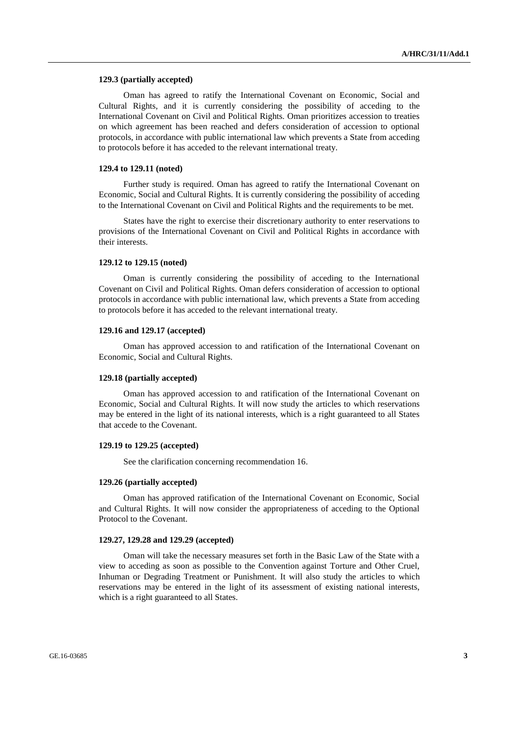**129.3 (partially accepted)**

Oman has agreed to ratify the International Covenant on Economic, Social and Cultural Rights, and it is currently considering the possibility of acceding to the International Covenant on Civil and Political Rights. Oman prioritizes accession to treaties on which agreement has been reached and defers consideration of accession to optional protocols, in accordance with public international law which prevents a State from acceding to protocols before it has acceded to the relevant international treaty.

**129.4 to 129.11 (noted)**

Further study is required. Oman has agreed to ratify the International Covenant on Economic, Social and Cultural Rights. It is currently considering the possibility of acceding to the International Covenant on Civil and Political Rights and the requirements to be met.

States have the right to exercise their discretionary authority to enter reservations to provisions of the International Covenant on Civil and Political Rights in accordance with their interests.

**129.12 to 129.15 (noted)**

Oman is currently considering the possibility of acceding to the International Covenant on Civil and Political Rights. Oman defers consideration of accession to optional protocols in accordance with public international law, which prevents a State from acceding to protocols before it has acceded to the relevant international treaty.

**129.16 and 129.17 (accepted)**

Oman has approved accession to and ratification of the International Covenant on Economic, Social and Cultural Rights.

**129.18 (partially accepted)**

Oman has approved accession to and ratification of the International Covenant on Economic, Social and Cultural Rights. It will now study the articles to which reservations may be entered in the light of its national interests, which is a right guaranteed to all States that accede to the Covenant.

**129.19 to 129.25 (accepted)**

See the clarification concerning recommendation 16.

**129.26 (partially accepted)**

Oman has approved ratification of the International Covenant on Economic, Social and Cultural Rights. It will now consider the appropriateness of acceding to the Optional Protocol to the Covenant.

**129.27, 129.28 and 129.29 (accepted)**

Oman will take the necessary measures set forth in the Basic Law of the State with a view to acceding as soon as possible to the Convention against Torture and Other Cruel, Inhuman or Degrading Treatment or Punishment. It will also study the articles to which reservations may be entered in the light of its assessment of existing national interests, which is a right guaranteed to all States.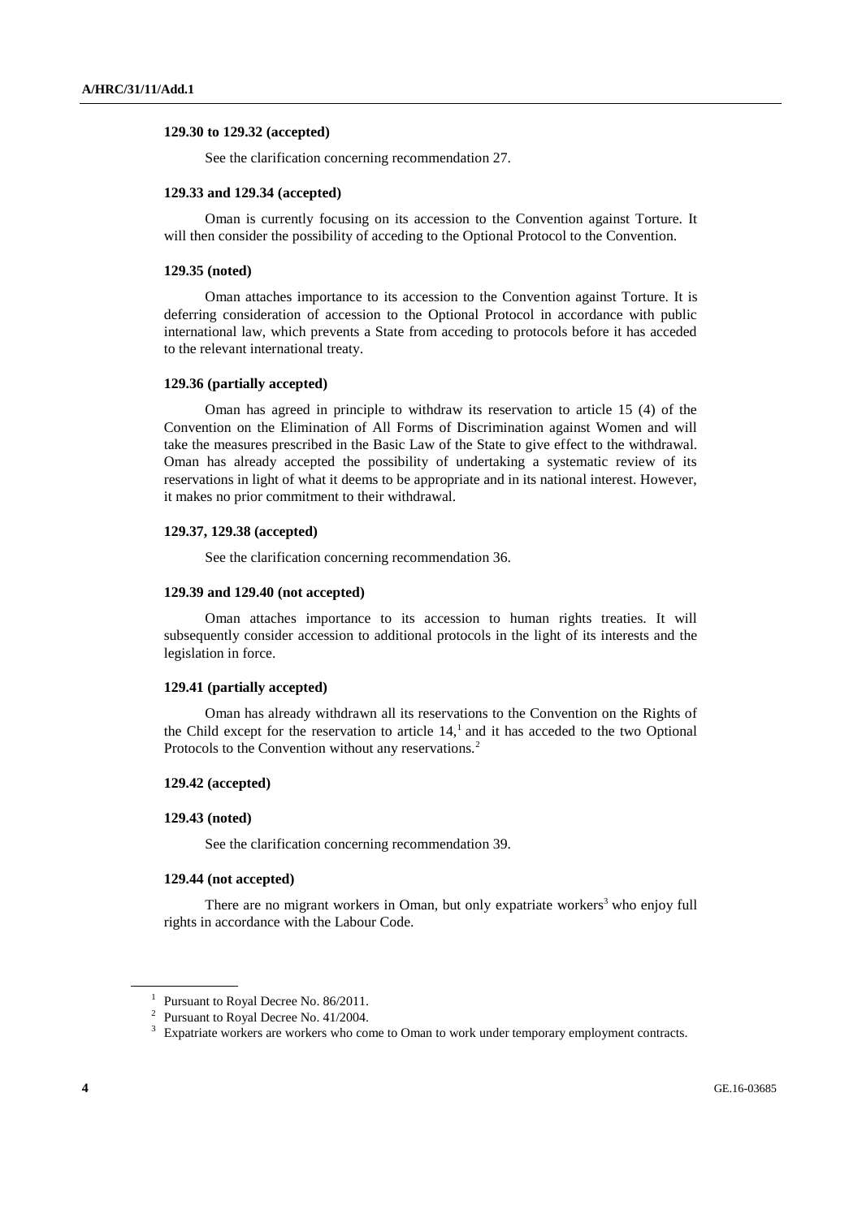**129.30 to 129.32 (accepted)**

See the clarification concerning recommendation 27.

**129.33 and 129.34 (accepted)**

Oman is currently focusing on its accession to the Convention against Torture. It will then consider the possibility of acceding to the Optional Protocol to the Convention.

**129.35 (noted)**

Oman attaches importance to its accession to the Convention against Torture. It is deferring consideration of accession to the Optional Protocol in accordance with public international law, which prevents a State from acceding to protocols before it has acceded to the relevant international treaty.

**129.36 (partially accepted)**

Oman has agreed in principle to withdraw its reservation to article 15 (4) of the Convention on the Elimination of All Forms of Discrimination against Women and will take the measures prescribed in the Basic Law of the State to give effect to the withdrawal. Oman has already accepted the possibility of undertaking a systematic review of its reservations in light of what it deems to be appropriate and in its national interest. However, it makes no prior commitment to their withdrawal.

**129.37, 129.38 (accepted)**

See the clarification concerning recommendation 36.

**129.39 and 129.40 (not accepted)**

Oman attaches importance to its accession to human rights treaties. It will subsequently consider accession to additional protocols in the light of its interests and the legislation in force.

**129.41 (partially accepted)**

Oman has already withdrawn all its reservations to the Convention on the Rights of the Child except for the reservation to article 14,[1] and it has acceded to the two Optional Protocols to the Convention without any reservations.[2]

**129.42 (accepted)**

**129.43 (noted)**

See the clarification concerning recommendation 39.

**129.44 (not accepted)**

There are no migrant workers in Oman, but only expatriate workers[3] who enjoy full rights in accordance with the Labour Code.

---

[1] Pursuant to Royal Decree No. 86/2011.

[2] Pursuant to Royal Decree No. 41/2004.

[3] Expatriate workers are workers who come to Oman to work under temporary employment contracts.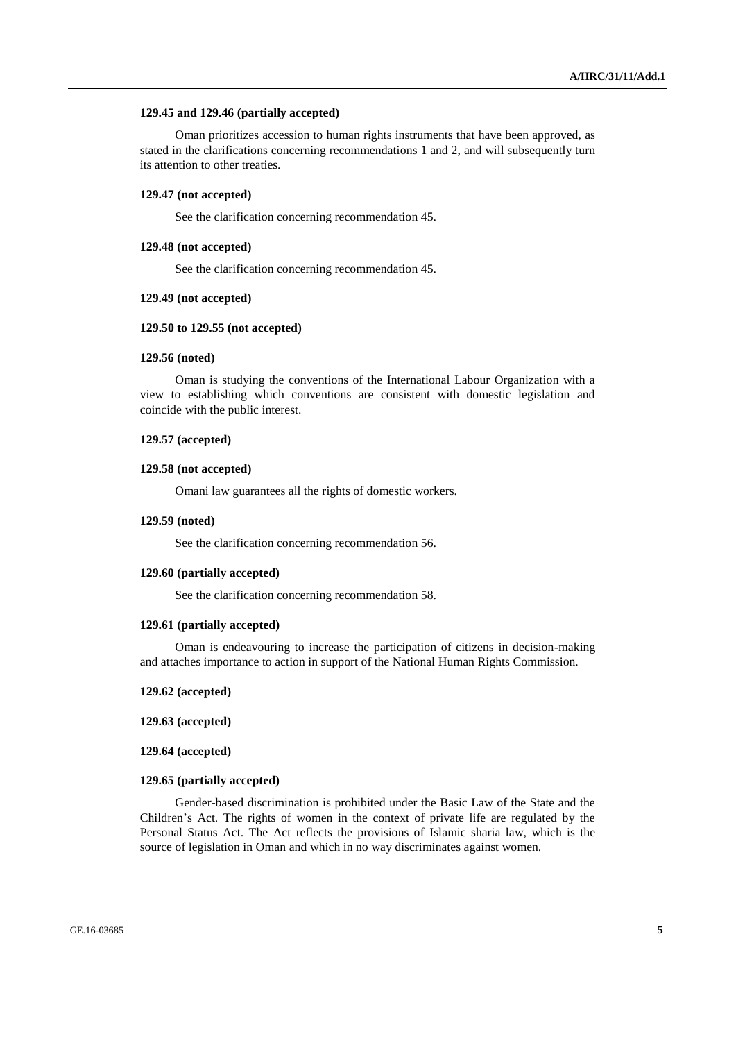**129.45 and 129.46 (partially accepted)**

Oman prioritizes accession to human rights instruments that have been approved, as stated in the clarifications concerning recommendations 1 and 2, and will subsequently turn its attention to other treaties.

**129.47 (not accepted)**

See the clarification concerning recommendation 45.

**129.48 (not accepted)**

See the clarification concerning recommendation 45.

**129.49 (not accepted)**

**129.50 to 129.55 (not accepted)**

**129.56 (noted)**

Oman is studying the conventions of the International Labour Organization with a view to establishing which conventions are consistent with domestic legislation and coincide with the public interest.

**129.57 (accepted)**

**129.58 (not accepted)**

Omani law guarantees all the rights of domestic workers.

**129.59 (noted)**

See the clarification concerning recommendation 56.

**129.60 (partially accepted)**

See the clarification concerning recommendation 58.

**129.61 (partially accepted)**

Oman is endeavouring to increase the participation of citizens in decision-making and attaches importance to action in support of the National Human Rights Commission.

**129.62 (accepted)**

**129.63 (accepted)**

**129.64 (accepted)**

**129.65 (partially accepted)**

Gender-based discrimination is prohibited under the Basic Law of the State and the Children's Act. The rights of women in the context of private life are regulated by the Personal Status Act. The Act reflects the provisions of Islamic sharia law, which is the source of legislation in Oman and which in no way discriminates against women.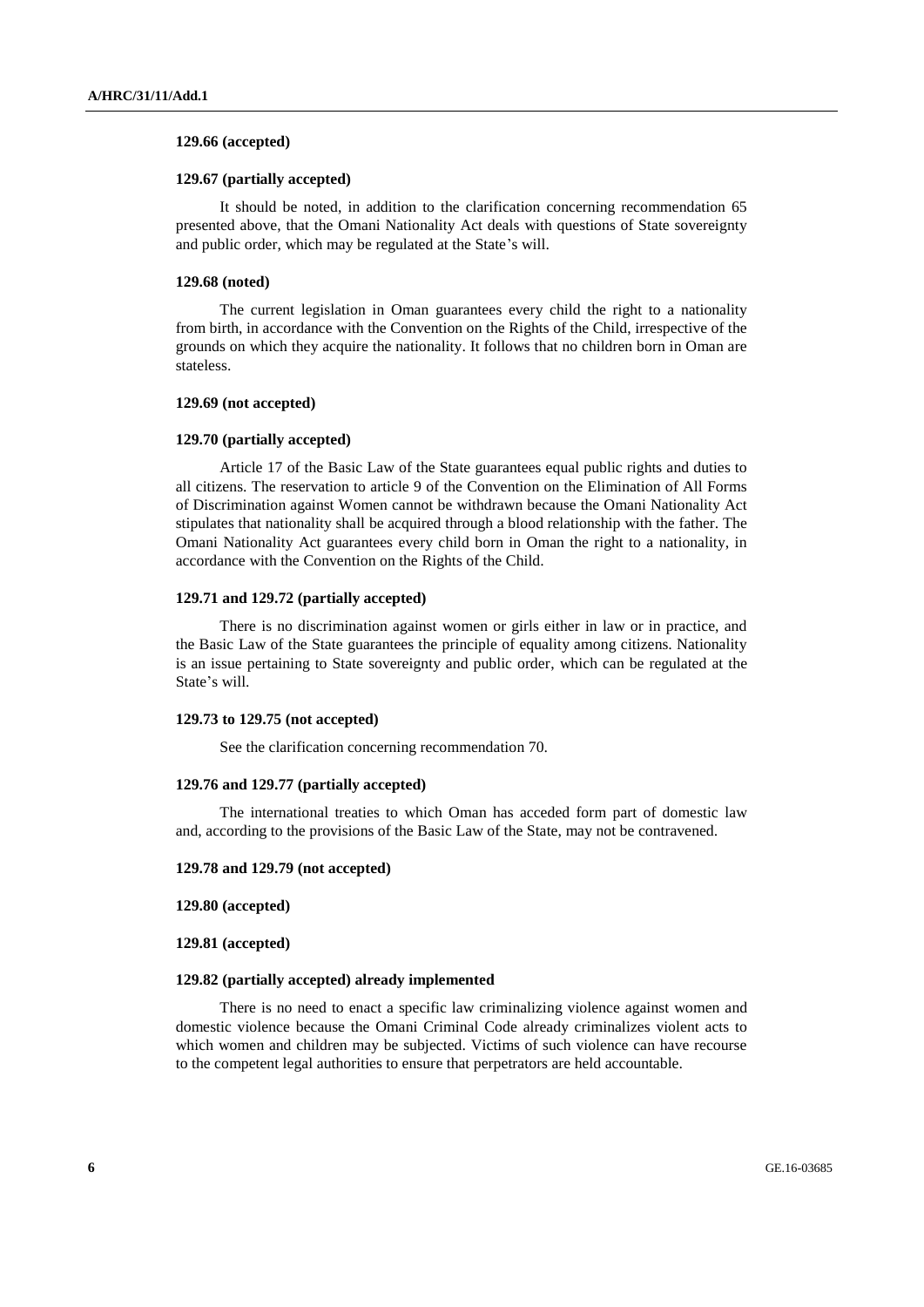**129.66 (accepted)**

**129.67 (partially accepted)**

It should be noted, in addition to the clarification concerning recommendation 65 presented above, that the Omani Nationality Act deals with questions of State sovereignty and public order, which may be regulated at the State's will.

**129.68 (noted)**

The current legislation in Oman guarantees every child the right to a nationality from birth, in accordance with the Convention on the Rights of the Child, irrespective of the grounds on which they acquire the nationality. It follows that no children born in Oman are stateless.

**129.69 (not accepted)**

**129.70 (partially accepted)**

Article 17 of the Basic Law of the State guarantees equal public rights and duties to all citizens. The reservation to article 9 of the Convention on the Elimination of All Forms of Discrimination against Women cannot be withdrawn because the Omani Nationality Act stipulates that nationality shall be acquired through a blood relationship with the father. The Omani Nationality Act guarantees every child born in Oman the right to a nationality, in accordance with the Convention on the Rights of the Child.

**129.71 and 129.72 (partially accepted)**

There is no discrimination against women or girls either in law or in practice, and the Basic Law of the State guarantees the principle of equality among citizens. Nationality is an issue pertaining to State sovereignty and public order, which can be regulated at the State's will.

**129.73 to 129.75 (not accepted)**

See the clarification concerning recommendation 70.

**129.76 and 129.77 (partially accepted)**

The international treaties to which Oman has acceded form part of domestic law and, according to the provisions of the Basic Law of the State, may not be contravened.

**129.78 and 129.79 (not accepted)**

**129.80 (accepted)**

**129.81 (accepted)**

**129.82 (partially accepted) already implemented**

There is no need to enact a specific law criminalizing violence against women and domestic violence because the Omani Criminal Code already criminalizes violent acts to which women and children may be subjected. Victims of such violence can have recourse to the competent legal authorities to ensure that perpetrators are held accountable.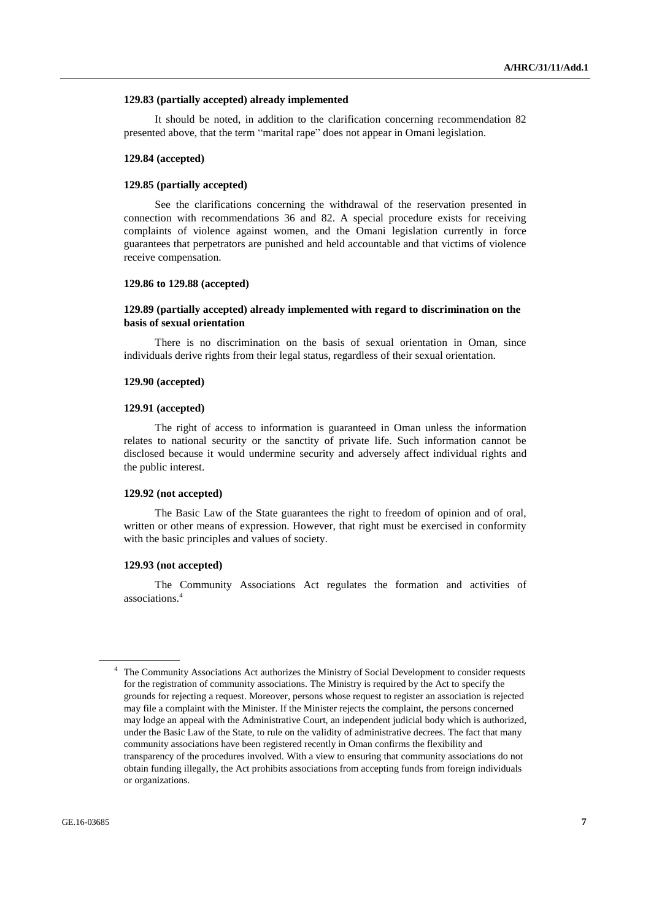**129.83 (partially accepted) already implemented**

It should be noted, in addition to the clarification concerning recommendation 82 presented above, that the term "marital rape" does not appear in Omani legislation.

**129.84 (accepted)**

**129.85 (partially accepted)**

See the clarifications concerning the withdrawal of the reservation presented in connection with recommendations 36 and 82. A special procedure exists for receiving complaints of violence against women, and the Omani legislation currently in force guarantees that perpetrators are punished and held accountable and that victims of violence receive compensation.

**129.86 to 129.88 (accepted)**

**129.89 (partially accepted) already implemented with regard to discrimination on the basis of sexual orientation**

There is no discrimination on the basis of sexual orientation in Oman, since individuals derive rights from their legal status, regardless of their sexual orientation.

**129.90 (accepted)**

**129.91 (accepted)**

The right of access to information is guaranteed in Oman unless the information relates to national security or the sanctity of private life. Such information cannot be disclosed because it would undermine security and adversely affect individual rights and the public interest.

**129.92 (not accepted)**

The Basic Law of the State guarantees the right to freedom of opinion and of oral, written or other means of expression. However, that right must be exercised in conformity with the basic principles and values of society.

**129.93 (not accepted)**

The Community Associations Act regulates the formation and activities of associations.[4]

---

[4] The Community Associations Act authorizes the Ministry of Social Development to consider requests for the registration of community associations. The Ministry is required by the Act to specify the grounds for rejecting a request. Moreover, persons whose request to register an association is rejected may file a complaint with the Minister. If the Minister rejects the complaint, the persons concerned may lodge an appeal with the Administrative Court, an independent judicial body which is authorized, under the Basic Law of the State, to rule on the validity of administrative decrees. The fact that many community associations have been registered recently in Oman confirms the flexibility and transparency of the procedures involved. With a view to ensuring that community associations do not obtain funding illegally, the Act prohibits associations from accepting funds from foreign individuals or organizations.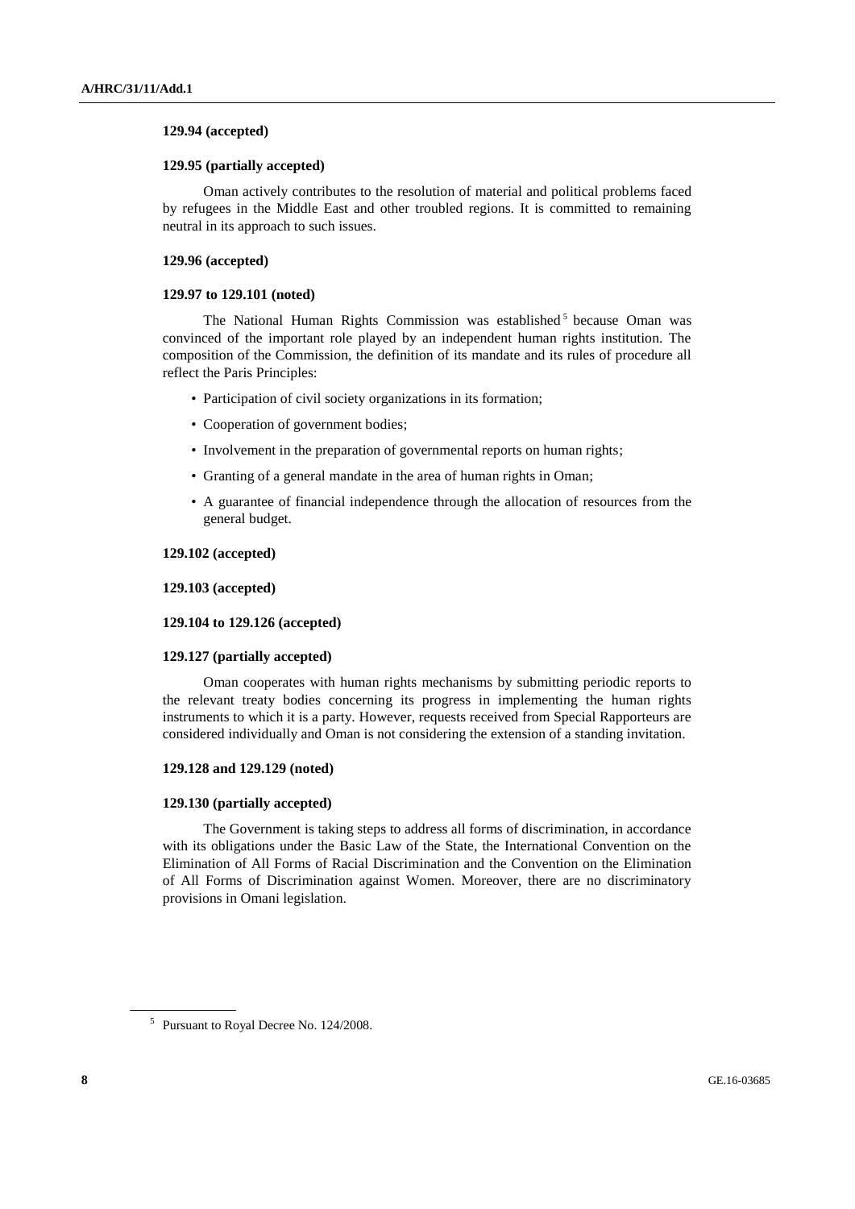**129.94 (accepted)**

**129.95 (partially accepted)**

Oman actively contributes to the resolution of material and political problems faced by refugees in the Middle East and other troubled regions. It is committed to remaining neutral in its approach to such issues.

**129.96 (accepted)**

**129.97 to 129.101 (noted)**

The National Human Rights Commission was established[5] because Oman was convinced of the important role played by an independent human rights institution. The composition of the Commission, the definition of its mandate and its rules of procedure all reflect the Paris Principles:

- Participation of civil society organizations in its formation;
- Cooperation of government bodies;
- Involvement in the preparation of governmental reports on human rights;
- Granting of a general mandate in the area of human rights in Oman;
- A guarantee of financial independence through the allocation of resources from the general budget.

**129.102 (accepted)**

**129.103 (accepted)**

**129.104 to 129.126 (accepted)**

**129.127 (partially accepted)**

Oman cooperates with human rights mechanisms by submitting periodic reports to the relevant treaty bodies concerning its progress in implementing the human rights instruments to which it is a party. However, requests received from Special Rapporteurs are considered individually and Oman is not considering the extension of a standing invitation.

**129.128 and 129.129 (noted)**

**129.130 (partially accepted)**

The Government is taking steps to address all forms of discrimination, in accordance with its obligations under the Basic Law of the State, the International Convention on the Elimination of All Forms of Racial Discrimination and the Convention on the Elimination of All Forms of Discrimination against Women. Moreover, there are no discriminatory provisions in Omani legislation.

[5] Pursuant to Royal Decree No. 124/2008.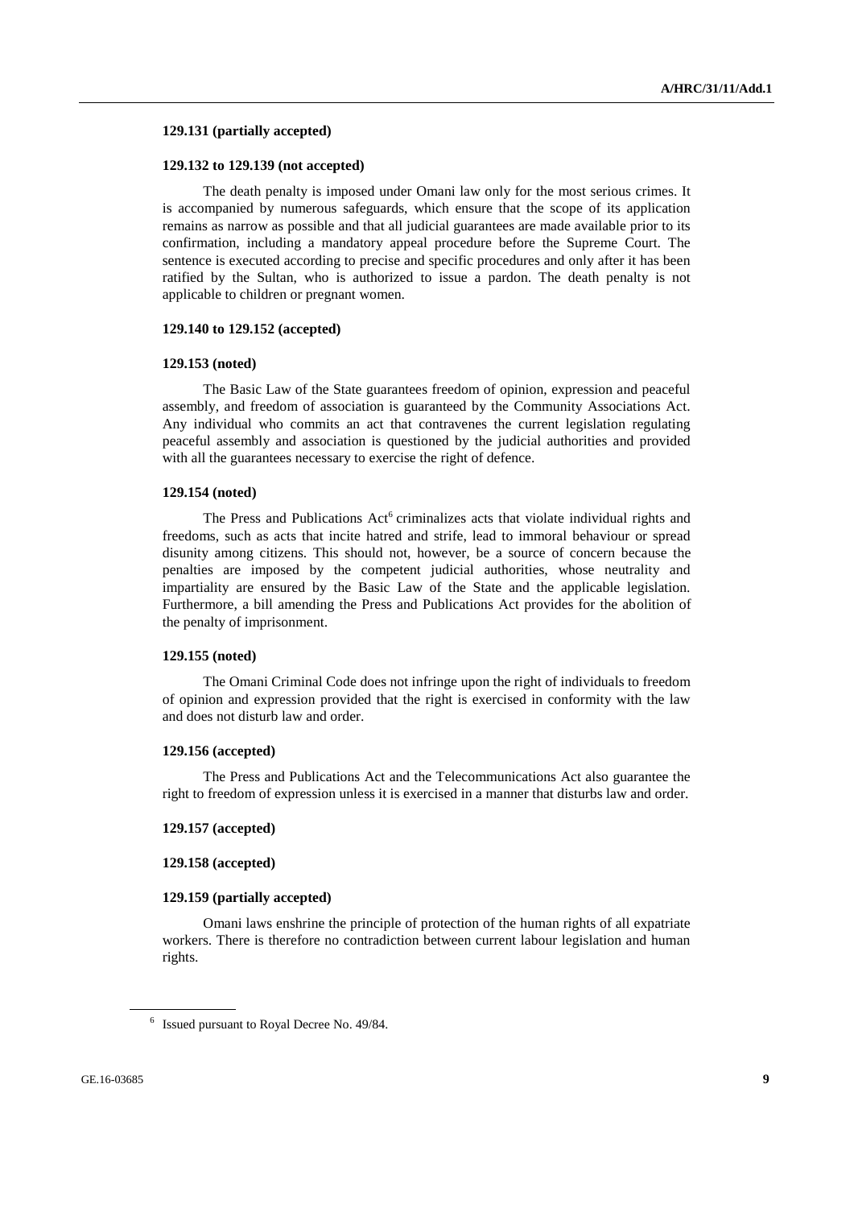**129.131 (partially accepted)**

**129.132 to 129.139 (not accepted)**

The death penalty is imposed under Omani law only for the most serious crimes. It is accompanied by numerous safeguards, which ensure that the scope of its application remains as narrow as possible and that all judicial guarantees are made available prior to its confirmation, including a mandatory appeal procedure before the Supreme Court. The sentence is executed according to precise and specific procedures and only after it has been ratified by the Sultan, who is authorized to issue a pardon. The death penalty is not applicable to children or pregnant women.

**129.140 to 129.152 (accepted)**

**129.153 (noted)**

The Basic Law of the State guarantees freedom of opinion, expression and peaceful assembly, and freedom of association is guaranteed by the Community Associations Act. Any individual who commits an act that contravenes the current legislation regulating peaceful assembly and association is questioned by the judicial authorities and provided with all the guarantees necessary to exercise the right of defence.

**129.154 (noted)**

The Press and Publications Act[6] criminalizes acts that violate individual rights and freedoms, such as acts that incite hatred and strife, lead to immoral behaviour or spread disunity among citizens. This should not, however, be a source of concern because the penalties are imposed by the competent judicial authorities, whose neutrality and impartiality are ensured by the Basic Law of the State and the applicable legislation. Furthermore, a bill amending the Press and Publications Act provides for the abolition of the penalty of imprisonment.

**129.155 (noted)**

The Omani Criminal Code does not infringe upon the right of individuals to freedom of opinion and expression provided that the right is exercised in conformity with the law and does not disturb law and order.

**129.156 (accepted)**

The Press and Publications Act and the Telecommunications Act also guarantee the right to freedom of expression unless it is exercised in a manner that disturbs law and order.

**129.157 (accepted)**

**129.158 (accepted)**

**129.159 (partially accepted)**

Omani laws enshrine the principle of protection of the human rights of all expatriate workers. There is therefore no contradiction between current labour legislation and human rights.

---

[6] Issued pursuant to Royal Decree No. 49/84.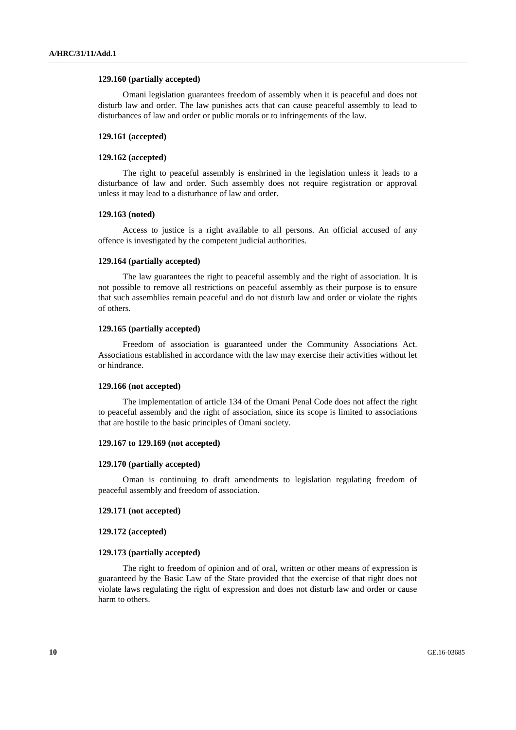**129.160 (partially accepted)**

Omani legislation guarantees freedom of assembly when it is peaceful and does not disturb law and order. The law punishes acts that can cause peaceful assembly to lead to disturbances of law and order or public morals or to infringements of the law.

**129.161 (accepted)**

**129.162 (accepted)**

The right to peaceful assembly is enshrined in the legislation unless it leads to a disturbance of law and order. Such assembly does not require registration or approval unless it may lead to a disturbance of law and order.

**129.163 (noted)**

Access to justice is a right available to all persons. An official accused of any offence is investigated by the competent judicial authorities.

**129.164 (partially accepted)**

The law guarantees the right to peaceful assembly and the right of association. It is not possible to remove all restrictions on peaceful assembly as their purpose is to ensure that such assemblies remain peaceful and do not disturb law and order or violate the rights of others.

**129.165 (partially accepted)**

Freedom of association is guaranteed under the Community Associations Act. Associations established in accordance with the law may exercise their activities without let or hindrance.

**129.166 (not accepted)**

The implementation of article 134 of the Omani Penal Code does not affect the right to peaceful assembly and the right of association, since its scope is limited to associations that are hostile to the basic principles of Omani society.

**129.167 to 129.169 (not accepted)**

**129.170 (partially accepted)**

Oman is continuing to draft amendments to legislation regulating freedom of peaceful assembly and freedom of association.

**129.171 (not accepted)**

**129.172 (accepted)**

**129.173 (partially accepted)**

The right to freedom of opinion and of oral, written or other means of expression is guaranteed by the Basic Law of the State provided that the exercise of that right does not violate laws regulating the right of expression and does not disturb law and order or cause harm to others.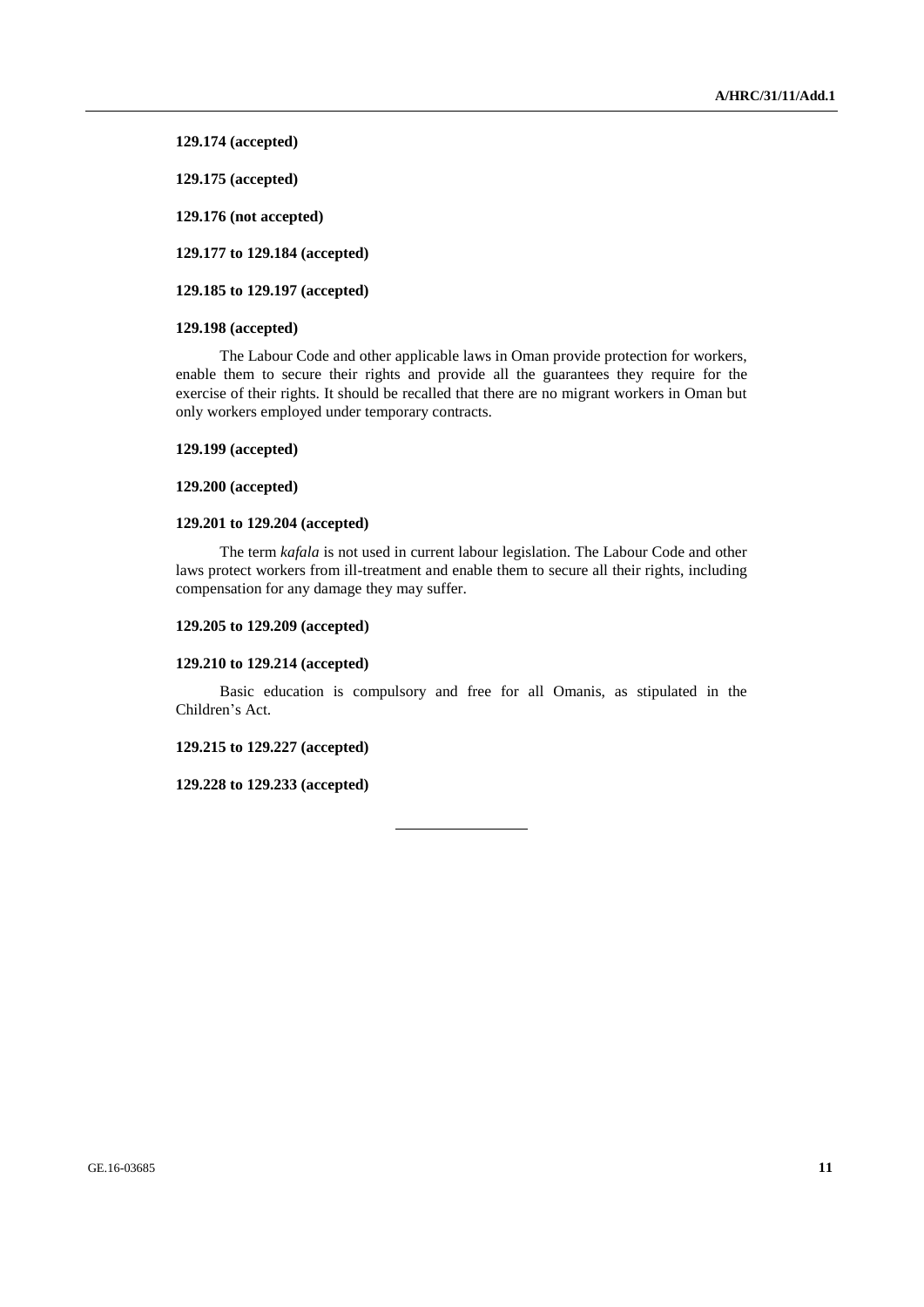**129.174 (accepted)**

**129.175 (accepted)**

**129.176 (not accepted)**

**129.177 to 129.184 (accepted)**

**129.185 to 129.197 (accepted)**

**129.198 (accepted)**

The Labour Code and other applicable laws in Oman provide protection for workers, enable them to secure their rights and provide all the guarantees they require for the exercise of their rights. It should be recalled that there are no migrant workers in Oman but only workers employed under temporary contracts.

**129.199 (accepted)**

**129.200 (accepted)**

**129.201 to 129.204 (accepted)**

The term *kafala* is not used in current labour legislation. The Labour Code and other laws protect workers from ill-treatment and enable them to secure all their rights, including compensation for any damage they may suffer.

**129.205 to 129.209 (accepted)**

**129.210 to 129.214 (accepted)**

Basic education is compulsory and free for all Omanis, as stipulated in the Children's Act.

**129.215 to 129.227 (accepted)**

**129.228 to 129.233 (accepted)**